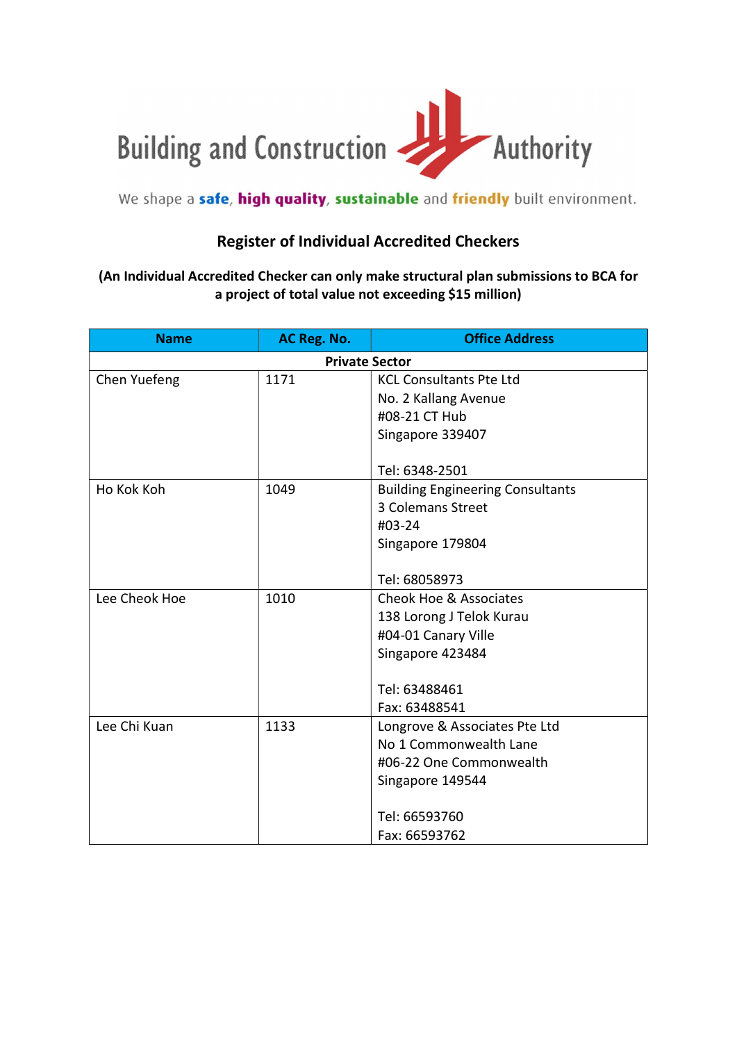Building and Construction Authority

We shape a **safe**, **high quality**, **sustainable** and **friendly** built environment.

## Register of Individual Accredited Checkers

**(An Individual Accredited Checker can only make structural plan submissions to BCA for a project of total value not exceeding $15 million)**

| Name | AC Reg. No. | Office Address |
|---|---|---|
| **Private Sector** | | |
| Chen Yuefeng | 1171 | KCL Consultants Pte Ltd<br>No. 2 Kallang Avenue<br>#08-21 CT Hub<br>Singapore 339407<br><br>Tel: 6348-2501 |
| Ho Kok Koh | 1049 | Building Engineering Consultants<br>3 Colemans Street<br>#03-24<br>Singapore 179804<br><br>Tel: 68058973 |
| Lee Cheok Hoe | 1010 | Cheok Hoe & Associates<br>138 Lorong J Telok Kurau<br>#04-01 Canary Ville<br>Singapore 423484<br><br>Tel: 63488461<br>Fax: 63488541 |
| Lee Chi Kuan | 1133 | Longrove & Associates Pte Ltd<br>No 1 Commonwealth Lane<br>#06-22 One Commonwealth<br>Singapore 149544<br><br>Tel: 66593760<br>Fax: 66593762 |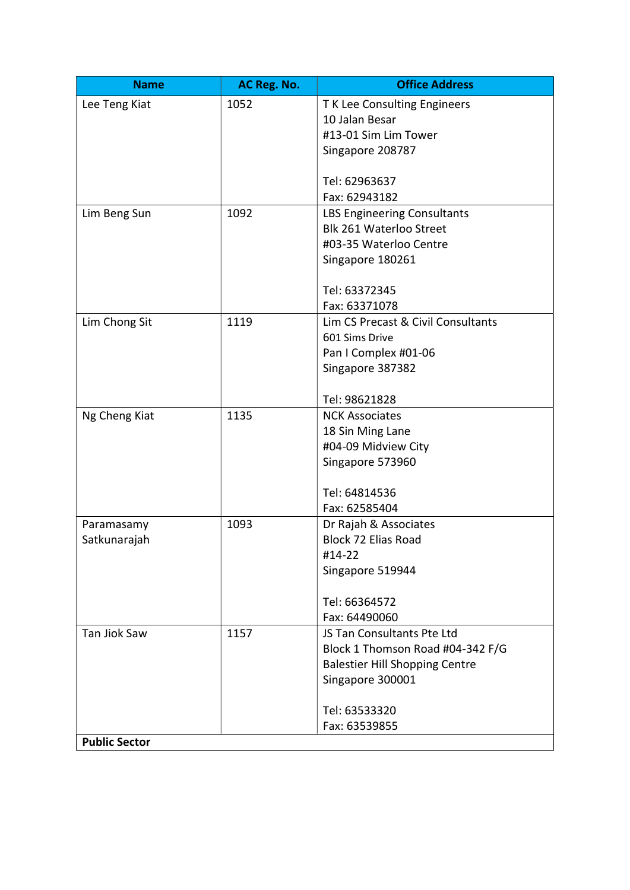| Name | AC Reg. No. | Office Address |
|---|---|---|
| Lee Teng Kiat | 1052 | T K Lee Consulting Engineers<br>10 Jalan Besar<br>#13-01 Sim Lim Tower<br>Singapore 208787<br><br>Tel: 62963637<br>Fax: 62943182 |
| Lim Beng Sun | 1092 | LBS Engineering Consultants<br>Blk 261 Waterloo Street<br>#03-35 Waterloo Centre<br>Singapore 180261<br><br>Tel: 63372345<br>Fax: 63371078 |
| Lim Chong Sit | 1119 | Lim CS Precast & Civil Consultants<br>601 Sims Drive<br>Pan I Complex #01-06<br>Singapore 387382<br><br>Tel: 98621828 |
| Ng Cheng Kiat | 1135 | NCK Associates<br>18 Sin Ming Lane<br>#04-09 Midview City<br>Singapore 573960<br><br>Tel: 64814536<br>Fax: 62585404 |
| Paramasamy Satkunarajah | 1093 | Dr Rajah & Associates<br>Block 72 Elias Road<br>#14-22<br>Singapore 519944<br><br>Tel: 66364572<br>Fax: 64490060 |
| Tan Jiok Saw | 1157 | JS Tan Consultants Pte Ltd<br>Block 1 Thomson Road #04-342 F/G<br>Balestier Hill Shopping Centre<br>Singapore 300001<br><br>Tel: 63533320<br>Fax: 63539855 |
| **Public Sector** | | |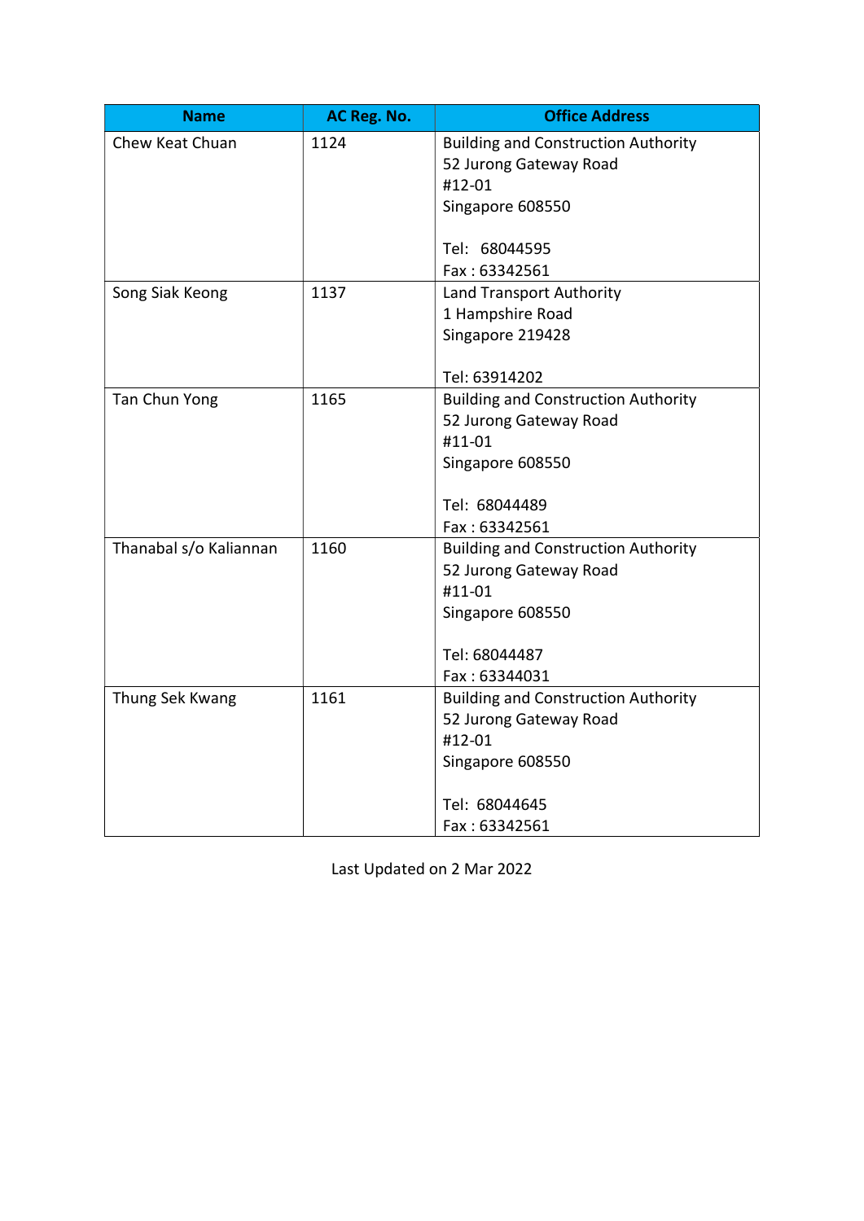| Name | AC Reg. No. | Office Address |
| --- | --- | --- |
| Chew Keat Chuan | 1124 | Building and Construction Authority<br>52 Jurong Gateway Road<br>#12-01<br>Singapore 608550<br><br>Tel: 68044595<br>Fax : 63342561 |
| Song Siak Keong | 1137 | Land Transport Authority<br>1 Hampshire Road<br>Singapore 219428<br><br>Tel: 63914202 |
| Tan Chun Yong | 1165 | Building and Construction Authority<br>52 Jurong Gateway Road<br>#11-01<br>Singapore 608550<br><br>Tel: 68044489<br>Fax : 63342561 |
| Thanabal s/o Kaliannan | 1160 | Building and Construction Authority<br>52 Jurong Gateway Road<br>#11-01<br>Singapore 608550<br><br>Tel: 68044487<br>Fax : 63344031 |
| Thung Sek Kwang | 1161 | Building and Construction Authority<br>52 Jurong Gateway Road<br>#12-01<br>Singapore 608550<br><br>Tel: 68044645<br>Fax : 63342561 |

Last Updated on 2 Mar 2022